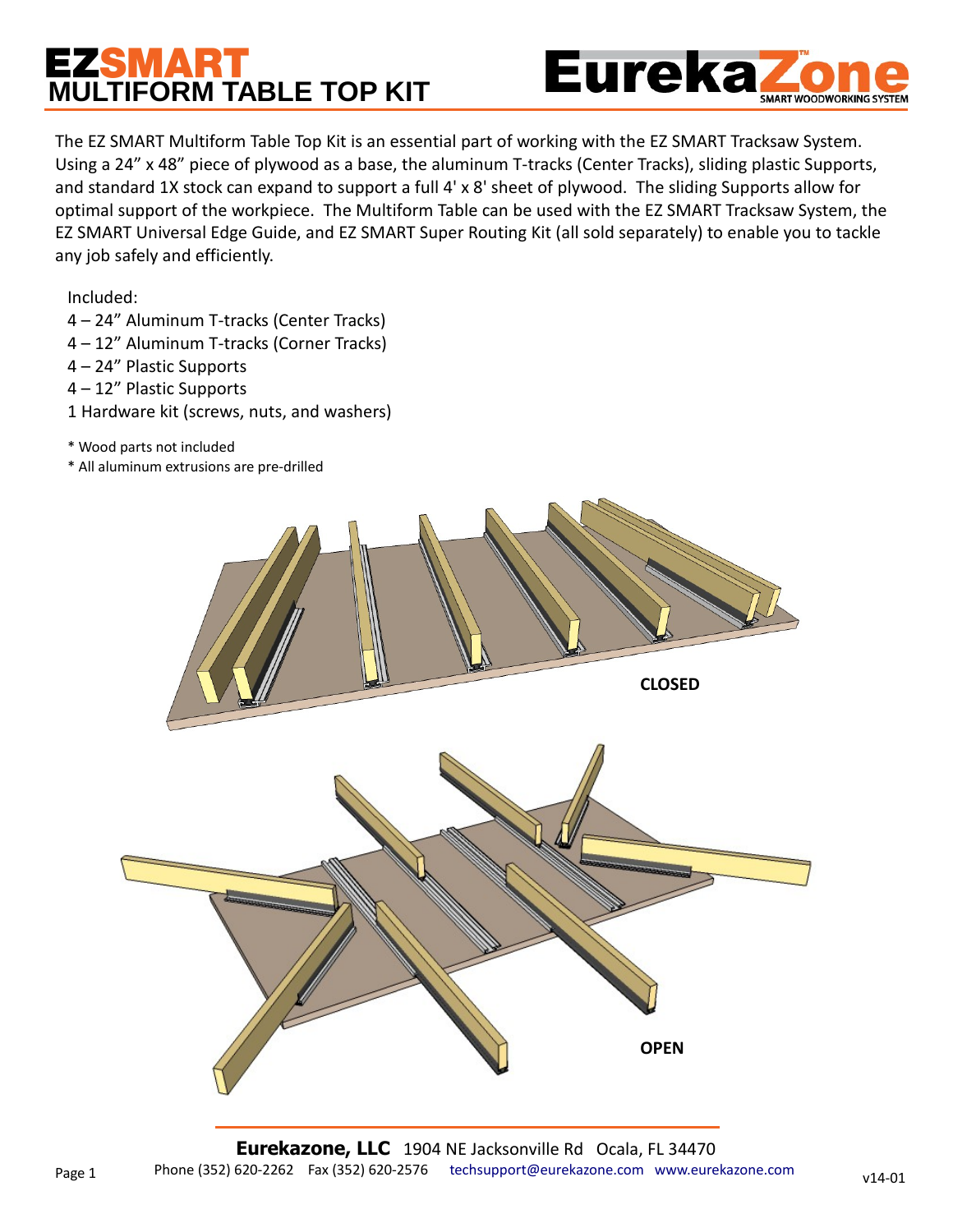# EZSMART MULTIFORM TABLE TOP KIT

EurekaZone™ SMART WOODWORKING SYSTEM

The EZ SMART Multiform Table Top Kit is an essential part of working with the EZ SMART Tracksaw System. Using a 24" x 48" piece of plywood as a base, the aluminum T-tracks (Center Tracks), sliding plastic Supports, and standard 1X stock can expand to support a full 4' x 8' sheet of plywood. The sliding Supports allow for optimal support of the workpiece. The Multiform Table can be used with the EZ SMART Tracksaw System, the EZ SMART Universal Edge Guide, and EZ SMART Super Routing Kit (all sold separately) to enable you to tackle any job safely and efficiently.

Included:

- 4 – 24" Aluminum T-tracks (Center Tracks)
- 4 – 12" Aluminum T-tracks (Corner Tracks)
- 4 – 24" Plastic Supports
- 4 – 12" Plastic Supports
- 1 Hardware kit (screws, nuts, and washers)

\* Wood parts not included

\* All aluminum extrusions are pre-drilled

CLOSED

OPEN

**Eurekazone, LLC** 1904 NE Jacksonville Rd Ocala, FL 34470

Phone (352) 620-2262 Fax (352) 620-2576 techsupport@eurekazone.com www.eurekazone.com

v14-01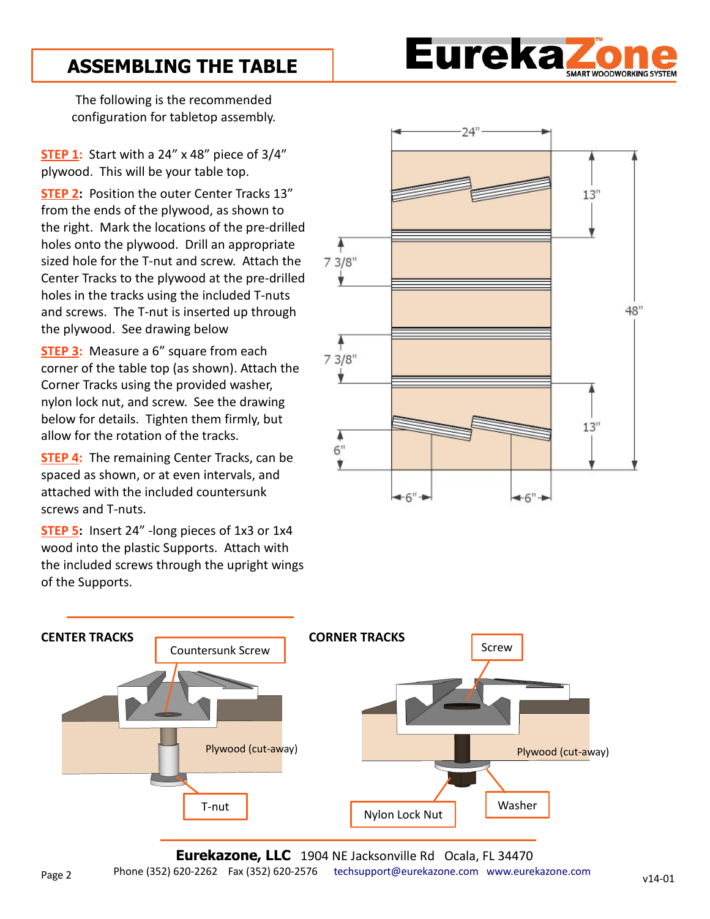# ASSEMBLING THE TABLE

EurekaZone SMART WOODWORKING SYSTEM

The following is the recommended configuration for tabletop assembly.

**STEP 1:** Start with a 24" x 48" piece of 3/4" plywood. This will be your table top.

**STEP 2:** Position the outer Center Tracks 13" from the ends of the plywood, as shown to the right. Mark the locations of the pre-drilled holes onto the plywood. Drill an appropriate sized hole for the T-nut and screw. Attach the Center Tracks to the plywood at the pre-drilled holes in the tracks using the included T-nuts and screws. The T-nut is inserted up through the plywood. See drawing below

**STEP 3:** Measure a 6" square from each corner of the table top (as shown). Attach the Corner Tracks using the provided washer, nylon lock nut, and screw. See the drawing below for details. Tighten them firmly, but allow for the rotation of the tracks.

**STEP 4:** The remaining Center Tracks, can be spaced as shown, or at even intervals, and attached with the included countersunk screws and T-nuts.

**STEP 5:** Insert 24" -long pieces of 1x3 or 1x4 wood into the plastic Supports. Attach with the included screws through the upright wings of the Supports.

24" | 13" | 7 3/8" | 48" | 7 3/8" | 13" | 6" | 6" | 6"

**CENTER TRACKS**

Countersunk Screw | Plywood (cut-away) | T-nut

**CORNER TRACKS**

Screw | Plywood (cut-away) | Nylon Lock Nut | Washer

**Eurekazone, LLC** 1904 NE Jacksonville Rd Ocala, FL 34470
Phone (352) 620-2262 Fax (352) 620-2576 techsupport@eurekazone.com www.eurekazone.com

v14-01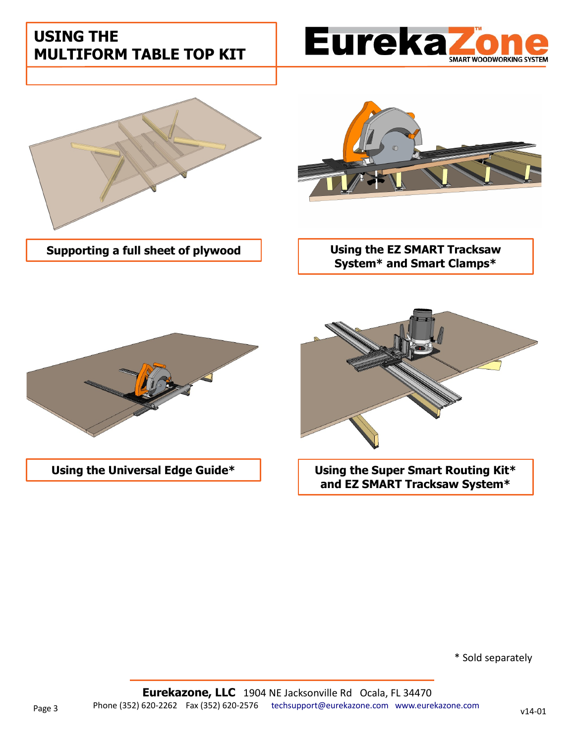# USING THE MULTIFORM TABLE TOP KIT

**Supporting a full sheet of plywood**

**Using the EZ SMART Tracksaw System* and Smart Clamps***

**Using the Universal Edge Guide***

**Using the Super Smart Routing Kit* and EZ SMART Tracksaw System***

* Sold separately

**Eurekazone, LLC** 1904 NE Jacksonville Rd Ocala, FL 34470
Phone (352) 620-2262 Fax (352) 620-2576 techsupport@eurekazone.com www.eurekazone.com

v14-01